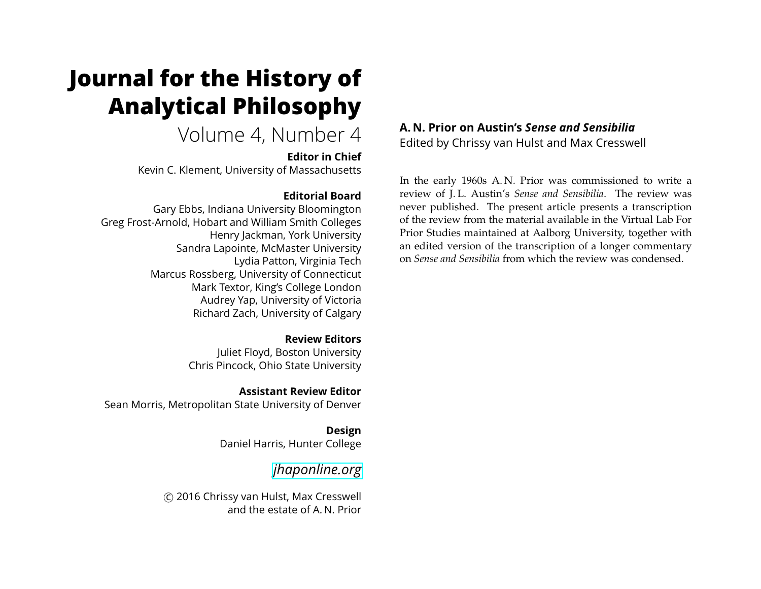# Journal for the History of Analytical Philosophy

Volume 4, Number 4

**Editor in Chief**

Kevin C. Klement, University of Massachusetts

**Editorial Board**

Gary Ebbs, Indiana University Bloomington
Greg Frost-Arnold, Hobart and William Smith Colleges
Henry Jackman, York University
Sandra Lapointe, McMaster University
Lydia Patton, Virginia Tech
Marcus Rossberg, University of Connecticut
Mark Textor, King's College London
Audrey Yap, University of Victoria
Richard Zach, University of Calgary

**Review Editors**

Juliet Floyd, Boston University
Chris Pincock, Ohio State University

**Assistant Review Editor**

Sean Morris, Metropolitan State University of Denver

**Design**

Daniel Harris, Hunter College

*jhaponline.org*

© 2016 Chrissy van Hulst, Max Cresswell and the estate of A. N. Prior

## A. N. Prior on Austin's *Sense and Sensibilia*

Edited by Chrissy van Hulst and Max Cresswell

In the early 1960s A. N. Prior was commissioned to write a review of J. L. Austin's *Sense and Sensibilia*. The review was never published. The present article presents a transcription of the review from the material available in the Virtual Lab For Prior Studies maintained at Aalborg University, together with an edited version of the transcription of a longer commentary on *Sense and Sensibilia* from which the review was condensed.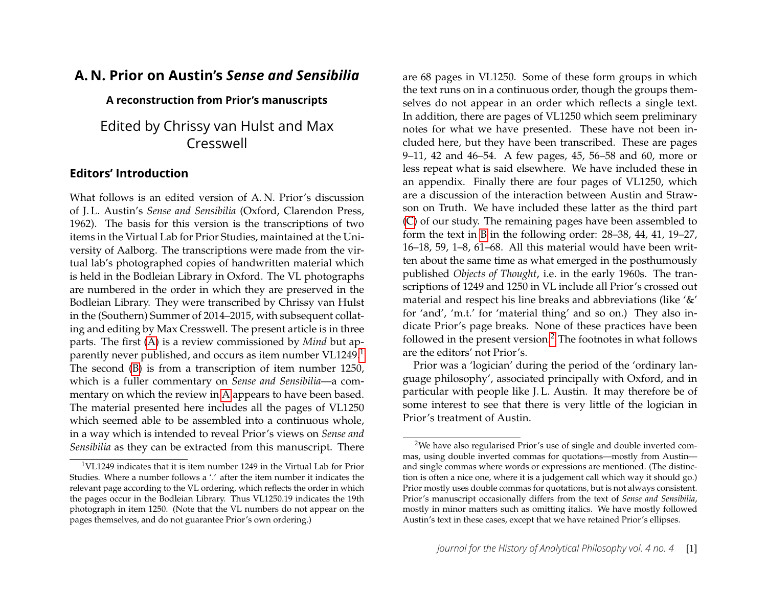# A. N. Prior on Austin's *Sense and Sensibilia*

### A reconstruction from Prior's manuscripts

## Edited by Chrissy van Hulst and Max Cresswell

### Editors' Introduction

What follows is an edited version of A. N. Prior's discussion of J. L. Austin's *Sense and Sensibilia* (Oxford, Clarendon Press, 1962). The basis for this version is the transcriptions of two items in the Virtual Lab for Prior Studies, maintained at the University of Aalborg. The transcriptions were made from the virtual lab's photographed copies of handwritten material which is held in the Bodleian Library in Oxford. The VL photographs are numbered in the order in which they are preserved in the Bodleian Library. They were transcribed by Chrissy van Hulst in the (Southern) Summer of 2014–2015, with subsequent collating and editing by Max Cresswell. The present article is in three parts. The first (A) is a review commissioned by *Mind* but apparently never published, and occurs as item number VL1249.[1] The second (B) is from a transcription of item number 1250, which is a fuller commentary on *Sense and Sensibilia*—a commentary on which the review in A appears to have been based. The material presented here includes all the pages of VL1250 which seemed able to be assembled into a continuous whole, in a way which is intended to reveal Prior's views on *Sense and Sensibilia* as they can be extracted from this manuscript. There are 68 pages in VL1250. Some of these form groups in which the text runs on in a continuous order, though the groups themselves do not appear in an order which reflects a single text. In addition, there are pages of VL1250 which seem preliminary notes for what we have presented. These have not been included here, but they have been transcribed. These are pages 9–11, 42 and 46–54. A few pages, 45, 56–58 and 60, more or less repeat what is said elsewhere. We have included these in an appendix. Finally there are four pages of VL1250, which are a discussion of the interaction between Austin and Strawson on Truth. We have included these latter as the third part (C) of our study. The remaining pages have been assembled to form the text in B in the following order: 28–38, 44, 41, 19–27, 16–18, 59, 1–8, 61–68. All this material would have been written about the same time as what emerged in the posthumously published *Objects of Thought*, i.e. in the early 1960s. The transcriptions of 1249 and 1250 in VL include all Prior's crossed out material and respect his line breaks and abbreviations (like '&' for 'and', 'm.t.' for 'material thing' and so on.) They also indicate Prior's page breaks. None of these practices have been followed in the present version.[2] The footnotes in what follows are the editors' not Prior's.

Prior was a 'logician' during the period of the 'ordinary language philosophy', associated principally with Oxford, and in particular with people like J. L. Austin. It may therefore be of some interest to see that there is very little of the logician in Prior's treatment of Austin.

[1] VL1249 indicates that it is item number 1249 in the Virtual Lab for Prior Studies. Where a number follows a '.' after the item number it indicates the relevant page according to the VL ordering, which reflects the order in which the pages occur in the Bodleian Library. Thus VL1250.19 indicates the 19th photograph in item 1250. (Note that the VL numbers do not appear on the pages themselves, and do not guarantee Prior's own ordering.)

[2] We have also regularised Prior's use of single and double inverted commas, using double inverted commas for quotations—mostly from Austin—and single commas where words or expressions are mentioned. (The distinction is often a nice one, where it is a judgement call which way it should go.) Prior mostly uses double commas for quotations, but is not always consistent. Prior's manuscript occasionally differs from the text of *Sense and Sensibilia*, mostly in minor matters such as omitting italics. We have mostly followed Austin's text in these cases, except that we have retained Prior's ellipses.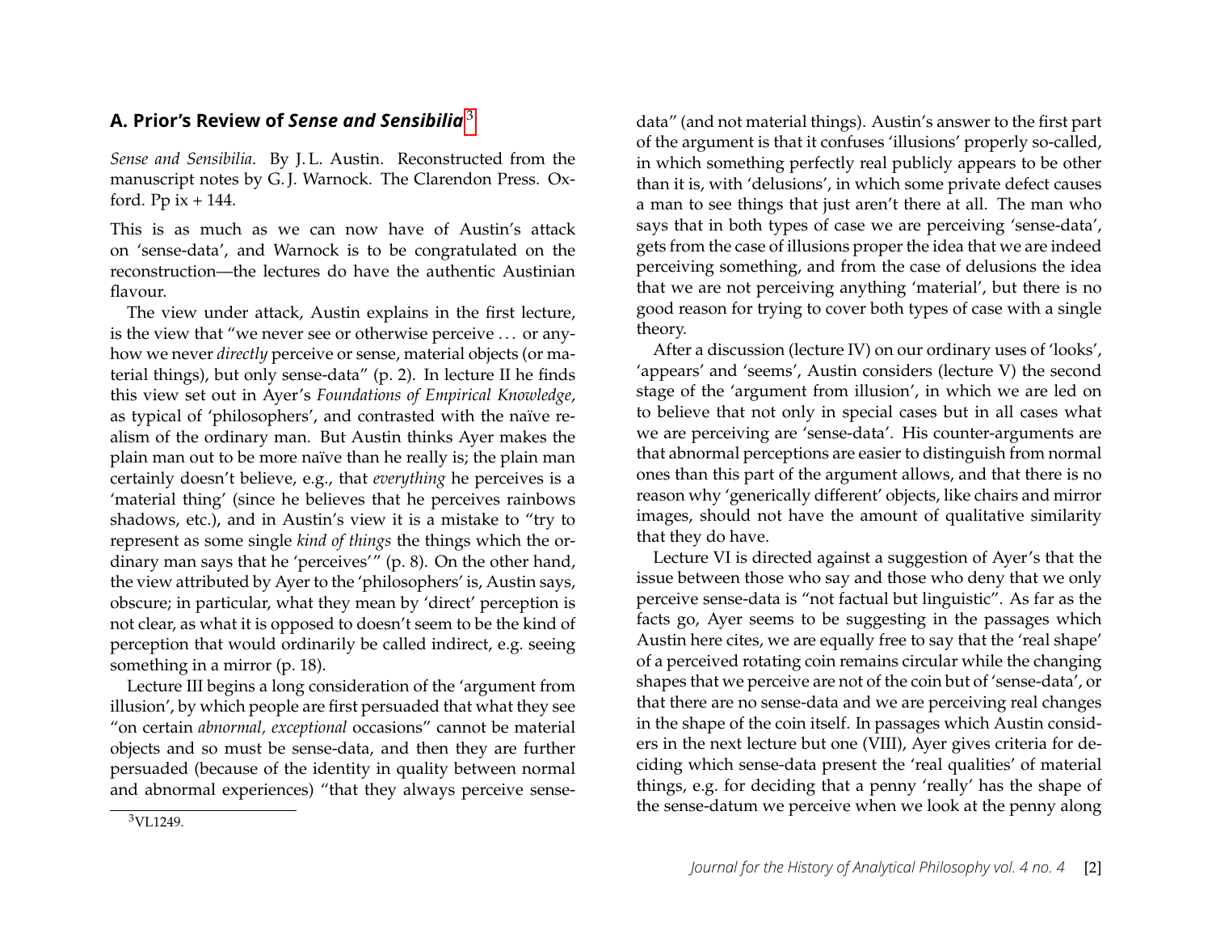## A. Prior's Review of *Sense and Sensibilia*[3]

*Sense and Sensibilia*. By J. L. Austin. Reconstructed from the manuscript notes by G. J. Warnock. The Clarendon Press. Oxford. Pp ix + 144.

This is as much as we can now have of Austin's attack on 'sense-data', and Warnock is to be congratulated on the reconstruction—the lectures do have the authentic Austinian flavour.

The view under attack, Austin explains in the first lecture, is the view that "we never see or otherwise perceive … or anyhow we never *directly* perceive or sense, material objects (or material things), but only sense-data" (p. 2). In lecture II he finds this view set out in Ayer's *Foundations of Empirical Knowledge*, as typical of 'philosophers', and contrasted with the naïve realism of the ordinary man. But Austin thinks Ayer makes the plain man out to be more naïve than he really is; the plain man certainly doesn't believe, e.g., that *everything* he perceives is a 'material thing' (since he believes that he perceives rainbows shadows, etc.), and in Austin's view it is a mistake to "try to represent as some single *kind of things* the things which the ordinary man says that he 'perceives'" (p. 8). On the other hand, the view attributed by Ayer to the 'philosophers' is, Austin says, obscure; in particular, what they mean by 'direct' perception is not clear, as what it is opposed to doesn't seem to be the kind of perception that would ordinarily be called indirect, e.g. seeing something in a mirror (p. 18).

Lecture III begins a long consideration of the 'argument from illusion', by which people are first persuaded that what they see "on certain *abnormal, exceptional* occasions" cannot be material objects and so must be sense-data, and then they are further persuaded (because of the identity in quality between normal and abnormal experiences) "that they always perceive sense-data" (and not material things). Austin's answer to the first part of the argument is that it confuses 'illusions' properly so-called, in which something perfectly real publicly appears to be other than it is, with 'delusions', in which some private defect causes a man to see things that just aren't there at all. The man who says that in both types of case we are perceiving 'sense-data', gets from the case of illusions proper the idea that we are indeed perceiving something, and from the case of delusions the idea that we are not perceiving anything 'material', but there is no good reason for trying to cover both types of case with a single theory.

After a discussion (lecture IV) on our ordinary uses of 'looks', 'appears' and 'seems', Austin considers (lecture V) the second stage of the 'argument from illusion', in which we are led on to believe that not only in special cases but in all cases what we are perceiving are 'sense-data'. His counter-arguments are that abnormal perceptions are easier to distinguish from normal ones than this part of the argument allows, and that there is no reason why 'generically different' objects, like chairs and mirror images, should not have the amount of qualitative similarity that they do have.

Lecture VI is directed against a suggestion of Ayer's that the issue between those who say and those who deny that we only perceive sense-data is "not factual but linguistic". As far as the facts go, Ayer seems to be suggesting in the passages which Austin here cites, we are equally free to say that the 'real shape' of a perceived rotating coin remains circular while the changing shapes that we perceive are not of the coin but of 'sense-data', or that there are no sense-data and we are perceiving real changes in the shape of the coin itself. In passages which Austin considers in the next lecture but one (VIII), Ayer gives criteria for deciding which sense-data present the 'real qualities' of material things, e.g. for deciding that a penny 'really' has the shape of the sense-datum we perceive when we look at the penny along

[3] VL1249.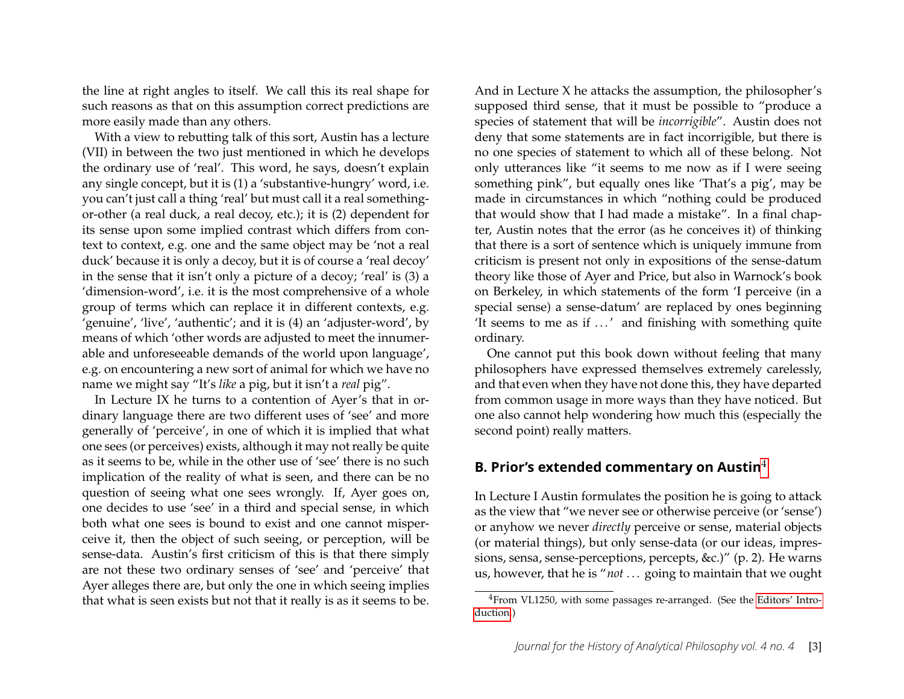the line at right angles to itself. We call this its real shape for such reasons as that on this assumption correct predictions are more easily made than any others.

With a view to rebutting talk of this sort, Austin has a lecture (VII) in between the two just mentioned in which he develops the ordinary use of 'real'. This word, he says, doesn't explain any single concept, but it is (1) a 'substantive-hungry' word, i.e. you can't just call a thing 'real' but must call it a real something-or-other (a real duck, a real decoy, etc.); it is (2) dependent for its sense upon some implied contrast which differs from context to context, e.g. one and the same object may be 'not a real duck' because it is only a decoy, but it is of course a 'real decoy' in the sense that it isn't only a picture of a decoy; 'real' is (3) a 'dimension-word', i.e. it is the most comprehensive of a whole group of terms which can replace it in different contexts, e.g. 'genuine', 'live', 'authentic'; and it is (4) an 'adjuster-word', by means of which 'other words are adjusted to meet the innumerable and unforeseeable demands of the world upon language', e.g. on encountering a new sort of animal for which we have no name we might say "It's *like* a pig, but it isn't a *real* pig".

In Lecture IX he turns to a contention of Ayer's that in ordinary language there are two different uses of 'see' and more generally of 'perceive', in one of which it is implied that what one sees (or perceives) exists, although it may not really be quite as it seems to be, while in the other use of 'see' there is no such implication of the reality of what is seen, and there can be no question of seeing what one sees wrongly. If, Ayer goes on, one decides to use 'see' in a third and special sense, in which both what one sees is bound to exist and one cannot misperceive it, then the object of such seeing, or perception, will be sense-data. Austin's first criticism of this is that there simply are not these two ordinary senses of 'see' and 'perceive' that Ayer alleges there are, but only the one in which seeing implies that what is seen exists but not that it really is as it seems to be. And in Lecture X he attacks the assumption, the philosopher's supposed third sense, that it must be possible to "produce a species of statement that will be *incorrigible*". Austin does not deny that some statements are in fact incorrigible, but there is no one species of statement to which all of these belong. Not only utterances like "it seems to me now as if I were seeing something pink", but equally ones like 'That's a pig', may be made in circumstances in which "nothing could be produced that would show that I had made a mistake". In a final chapter, Austin notes that the error (as he conceives it) of thinking that there is a sort of sentence which is uniquely immune from criticism is present not only in expositions of the sense-datum theory like those of Ayer and Price, but also in Warnock's book on Berkeley, in which statements of the form 'I perceive (in a special sense) a sense-datum' are replaced by ones beginning 'It seems to me as if ...' and finishing with something quite ordinary.

One cannot put this book down without feeling that many philosophers have expressed themselves extremely carelessly, and that even when they have not done this, they have departed from common usage in more ways than they have noticed. But one also cannot help wondering how much this (especially the second point) really matters.

## B. Prior's extended commentary on Austin[4]

In Lecture I Austin formulates the position he is going to attack as the view that "we never see or otherwise perceive (or 'sense') or anyhow we never *directly* perceive or sense, material objects (or material things), but only sense-data (or our ideas, impressions, sensa, sense-perceptions, percepts, &c.)" (p. 2). He warns us, however, that he is "*not* ... going to maintain that we ought

[4] From VL1250, with some passages re-arranged. (See the Editors' Introduction.)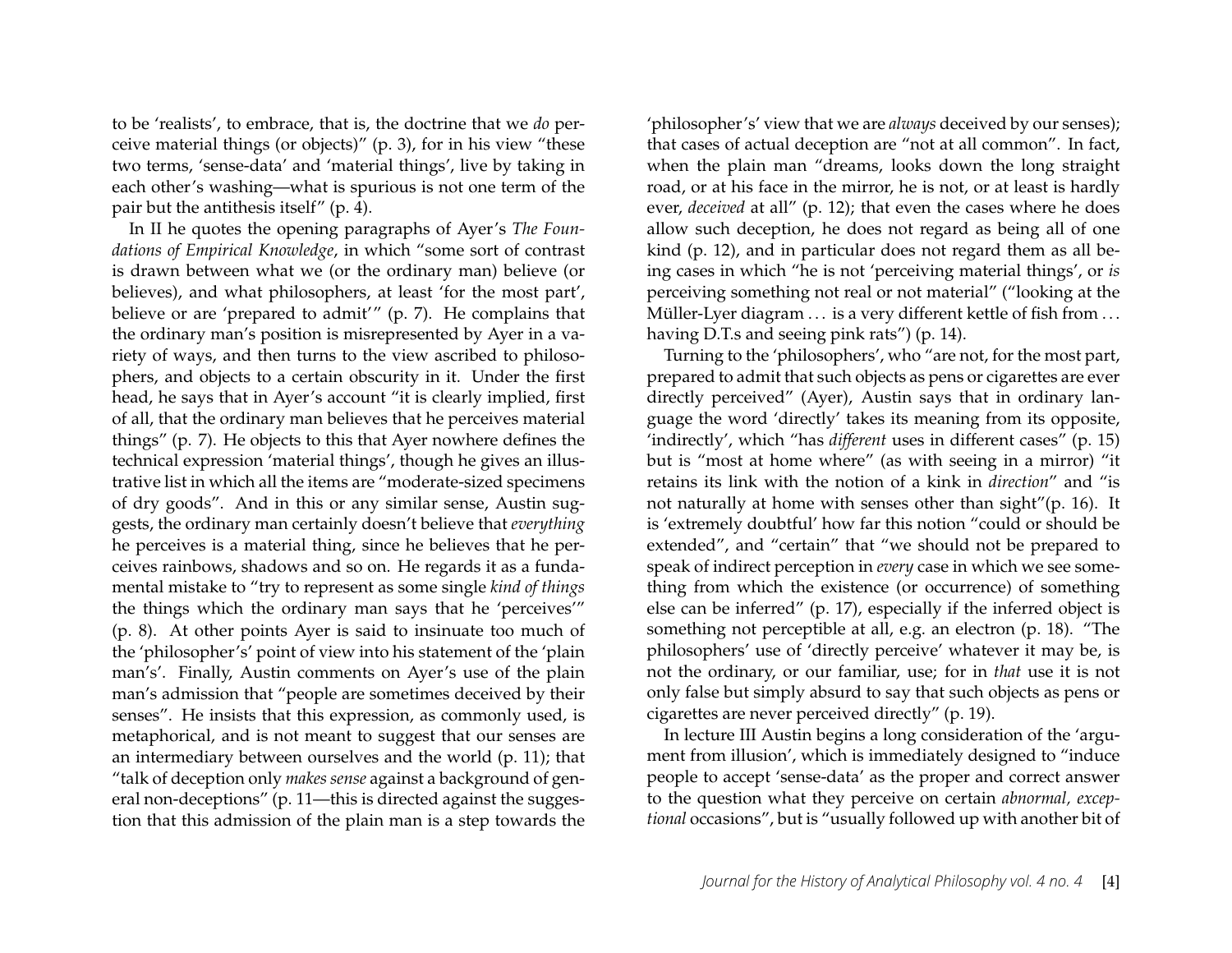to be 'realists', to embrace, that is, the doctrine that we *do* perceive material things (or objects)" (p. 3), for in his view "these two terms, 'sense-data' and 'material things', live by taking in each other's washing—what is spurious is not one term of the pair but the antithesis itself" (p. 4).

In II he quotes the opening paragraphs of Ayer's *The Foundations of Empirical Knowledge*, in which "some sort of contrast is drawn between what we (or the ordinary man) believe (or believes), and what philosophers, at least 'for the most part', believe or are 'prepared to admit'" (p. 7). He complains that the ordinary man's position is misrepresented by Ayer in a variety of ways, and then turns to the view ascribed to philosophers, and objects to a certain obscurity in it. Under the first head, he says that in Ayer's account "it is clearly implied, first of all, that the ordinary man believes that he perceives material things" (p. 7). He objects to this that Ayer nowhere defines the technical expression 'material things', though he gives an illustrative list in which all the items are "moderate-sized specimens of dry goods". And in this or any similar sense, Austin suggests, the ordinary man certainly doesn't believe that *everything* he perceives is a material thing, since he believes that he perceives rainbows, shadows and so on. He regards it as a fundamental mistake to "try to represent as some single *kind of things* the things which the ordinary man says that he 'perceives'" (p. 8). At other points Ayer is said to insinuate too much of the 'philosopher's' point of view into his statement of the 'plain man's'. Finally, Austin comments on Ayer's use of the plain man's admission that "people are sometimes deceived by their senses". He insists that this expression, as commonly used, is metaphorical, and is not meant to suggest that our senses are an intermediary between ourselves and the world (p. 11); that "talk of deception only *makes sense* against a background of general non-deceptions" (p. 11—this is directed against the suggestion that this admission of the plain man is a step towards the 'philosopher's' view that we are *always* deceived by our senses); that cases of actual deception are "not at all common". In fact, when the plain man "dreams, looks down the long straight road, or at his face in the mirror, he is not, or at least is hardly ever, *deceived* at all" (p. 12); that even the cases where he does allow such deception, he does not regard as being all of one kind (p. 12), and in particular does not regard them as all being cases in which "he is not 'perceiving material things', or *is* perceiving something not real or not material" ("looking at the Müller-Lyer diagram ... is a very different kettle of fish from ... having D.T.s and seeing pink rats") (p. 14).

Turning to the 'philosophers', who "are not, for the most part, prepared to admit that such objects as pens or cigarettes are ever directly perceived" (Ayer), Austin says that in ordinary language the word 'directly' takes its meaning from its opposite, 'indirectly', which "has *different* uses in different cases" (p. 15) but is "most at home where" (as with seeing in a mirror) "it retains its link with the notion of a kink in *direction*" and "is not naturally at home with senses other than sight"(p. 16). It is 'extremely doubtful' how far this notion "could or should be extended", and "certain" that "we should not be prepared to speak of indirect perception in *every* case in which we see something from which the existence (or occurrence) of something else can be inferred" (p. 17), especially if the inferred object is something not perceptible at all, e.g. an electron (p. 18). "The philosophers' use of 'directly perceive' whatever it may be, is not the ordinary, or our familiar, use; for in *that* use it is not only false but simply absurd to say that such objects as pens or cigarettes are never perceived directly" (p. 19).

In lecture III Austin begins a long consideration of the 'argument from illusion', which is immediately designed to "induce people to accept 'sense-data' as the proper and correct answer to the question what they perceive on certain *abnormal, exceptional* occasions", but is "usually followed up with another bit of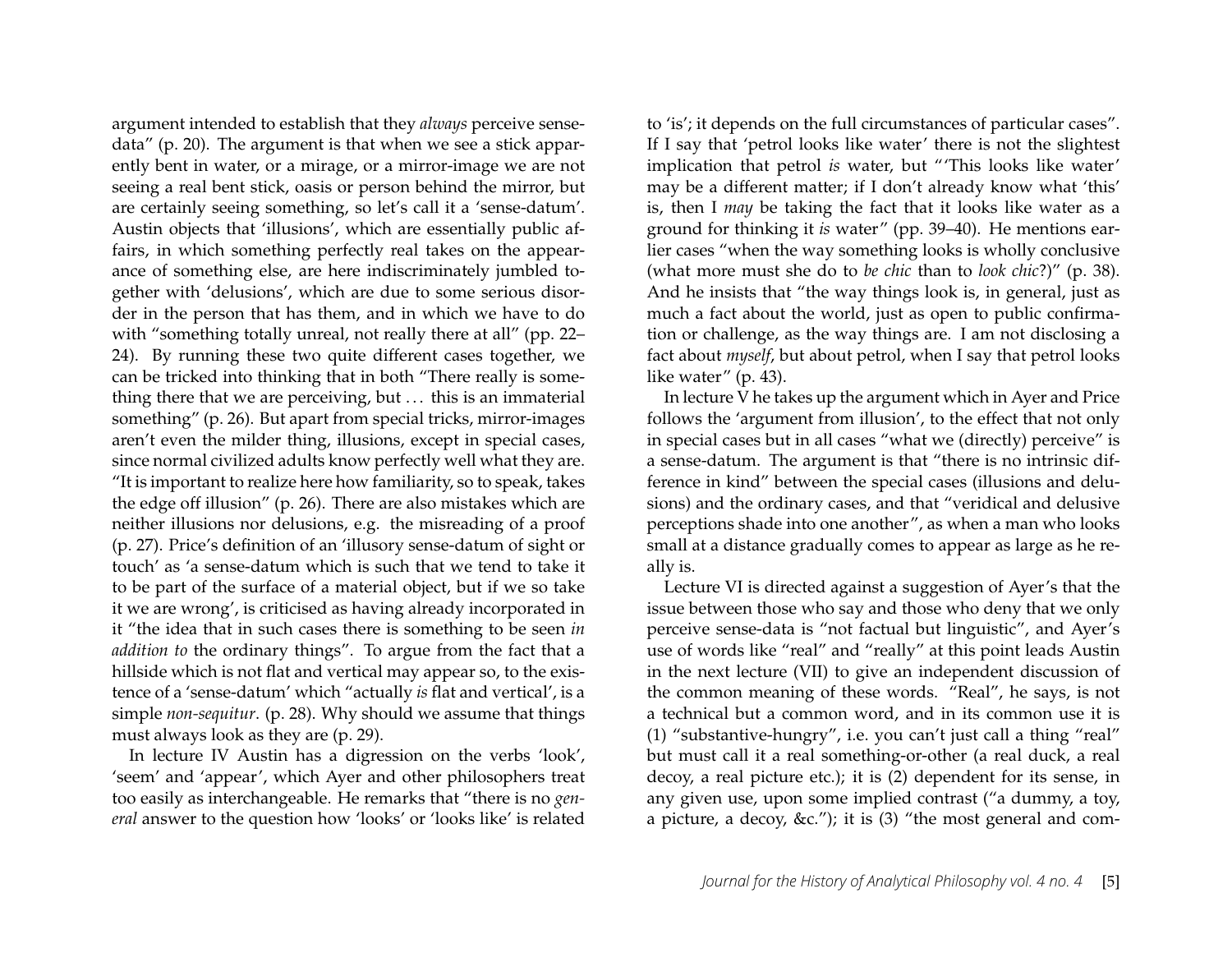argument intended to establish that they *always* perceive sense-data" (p. 20). The argument is that when we see a stick apparently bent in water, or a mirage, or a mirror-image we are not seeing a real bent stick, oasis or person behind the mirror, but are certainly seeing something, so let's call it a 'sense-datum'. Austin objects that 'illusions', which are essentially public affairs, in which something perfectly real takes on the appearance of something else, are here indiscriminately jumbled together with 'delusions', which are due to some serious disorder in the person that has them, and in which we have to do with "something totally unreal, not really there at all" (pp. 22–24). By running these two quite different cases together, we can be tricked into thinking that in both "There really is something there that we are perceiving, but . . . this is an immaterial something" (p. 26). But apart from special tricks, mirror-images aren't even the milder thing, illusions, except in special cases, since normal civilized adults know perfectly well what they are. "It is important to realize here how familiarity, so to speak, takes the edge off illusion" (p. 26). There are also mistakes which are neither illusions nor delusions, e.g. the misreading of a proof (p. 27). Price's definition of an 'illusory sense-datum of sight or touch' as 'a sense-datum which is such that we tend to take it to be part of the surface of a material object, but if we so take it we are wrong', is criticised as having already incorporated in it "the idea that in such cases there is something to be seen *in addition to* the ordinary things". To argue from the fact that a hillside which is not flat and vertical may appear so, to the existence of a 'sense-datum' which "actually *is* flat and vertical', is a simple *non-sequitur*. (p. 28). Why should we assume that things must always look as they are (p. 29).

In lecture IV Austin has a digression on the verbs 'look', 'seem' and 'appear', which Ayer and other philosophers treat too easily as interchangeable. He remarks that "there is no *general* answer to the question how 'looks' or 'looks like' is related to 'is'; it depends on the full circumstances of particular cases". If I say that 'petrol looks like water' there is not the slightest implication that petrol *is* water, but "'This looks like water' may be a different matter; if I don't already know what 'this' is, then I *may* be taking the fact that it looks like water as a ground for thinking it *is* water" (pp. 39–40). He mentions earlier cases "when the way something looks is wholly conclusive (what more must she do to *be chic* than to *look chic*?)" (p. 38). And he insists that "the way things look is, in general, just as much a fact about the world, just as open to public confirmation or challenge, as the way things are. I am not disclosing a fact about *myself*, but about petrol, when I say that petrol looks like water" (p. 43).

In lecture V he takes up the argument which in Ayer and Price follows the 'argument from illusion', to the effect that not only in special cases but in all cases "what we (directly) perceive" is a sense-datum. The argument is that "there is no intrinsic difference in kind" between the special cases (illusions and delusions) and the ordinary cases, and that "veridical and delusive perceptions shade into one another", as when a man who looks small at a distance gradually comes to appear as large as he really is.

Lecture VI is directed against a suggestion of Ayer's that the issue between those who say and those who deny that we only perceive sense-data is "not factual but linguistic", and Ayer's use of words like "real" and "really" at this point leads Austin in the next lecture (VII) to give an independent discussion of the common meaning of these words. "Real", he says, is not a technical but a common word, and in its common use it is (1) "substantive-hungry", i.e. you can't just call a thing "real" but must call it a real something-or-other (a real duck, a real decoy, a real picture etc.); it is (2) dependent for its sense, in any given use, upon some implied contrast ("a dummy, a toy, a picture, a decoy, &c."); it is (3) "the most general and com-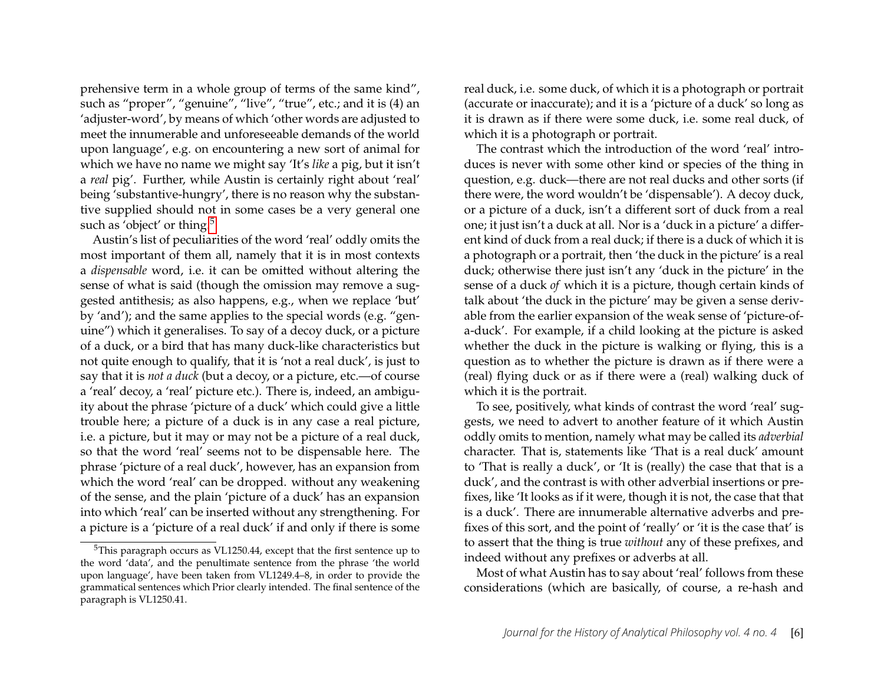prehensive term in a whole group of terms of the same kind", such as "proper", "genuine", "live", "true", etc.; and it is (4) an 'adjuster-word', by means of which 'other words are adjusted to meet the innumerable and unforeseeable demands of the world upon language', e.g. on encountering a new sort of animal for which we have no name we might say 'It's *like* a pig, but it isn't a *real* pig'. Further, while Austin is certainly right about 'real' being 'substantive-hungry', there is no reason why the substantive supplied should not in some cases be a very general one such as 'object' or thing.[5]

Austin's list of peculiarities of the word 'real' oddly omits the most important of them all, namely that it is in most contexts a *dispensable* word, i.e. it can be omitted without altering the sense of what is said (though the omission may remove a suggested antithesis; as also happens, e.g., when we replace 'but' by 'and'); and the same applies to the special words (e.g. "genuine") which it generalises. To say of a decoy duck, or a picture of a duck, or a bird that has many duck-like characteristics but not quite enough to qualify, that it is 'not a real duck', is just to say that it is *not a duck* (but a decoy, or a picture, etc.—of course a 'real' decoy, a 'real' picture etc.). There is, indeed, an ambiguity about the phrase 'picture of a duck' which could give a little trouble here; a picture of a duck is in any case a real picture, i.e. a picture, but it may or may not be a picture of a real duck, so that the word 'real' seems not to be dispensable here. The phrase 'picture of a real duck', however, has an expansion from which the word 'real' can be dropped. without any weakening of the sense, and the plain 'picture of a duck' has an expansion into which 'real' can be inserted without any strengthening. For a picture is a 'picture of a real duck' if and only if there is some real duck, i.e. some duck, of which it is a photograph or portrait (accurate or inaccurate); and it is a 'picture of a duck' so long as it is drawn as if there were some duck, i.e. some real duck, of which it is a photograph or portrait.

The contrast which the introduction of the word 'real' introduces is never with some other kind or species of the thing in question, e.g. duck—there are not real ducks and other sorts (if there were, the word wouldn't be 'dispensable'). A decoy duck, or a picture of a duck, isn't a different sort of duck from a real one; it just isn't a duck at all. Nor is a 'duck in a picture' a different kind of duck from a real duck; if there is a duck of which it is a photograph or a portrait, then 'the duck in the picture' is a real duck; otherwise there just isn't any 'duck in the picture' in the sense of a duck *of* which it is a picture, though certain kinds of talk about 'the duck in the picture' may be given a sense derivable from the earlier expansion of the weak sense of 'picture-of-a-duck'. For example, if a child looking at the picture is asked whether the duck in the picture is walking or flying, this is a question as to whether the picture is drawn as if there were a (real) flying duck or as if there were a (real) walking duck of which it is the portrait.

To see, positively, what kinds of contrast the word 'real' suggests, we need to advert to another feature of it which Austin oddly omits to mention, namely what may be called its *adverbial* character. That is, statements like 'That is a real duck' amount to 'That is really a duck', or 'It is (really) the case that that is a duck', and the contrast is with other adverbial insertions or prefixes, like 'It looks as if it were, though it is not, the case that that is a duck'. There are innumerable alternative adverbs and prefixes of this sort, and the point of 'really' or 'it is the case that' is to assert that the thing is true *without* any of these prefixes, and indeed without any prefixes or adverbs at all.

Most of what Austin has to say about 'real' follows from these considerations (which are basically, of course, a re-hash and

[5] This paragraph occurs as VL1250.44, except that the first sentence up to the word 'data', and the penultimate sentence from the phrase 'the world upon language', have been taken from VL1249.4–8, in order to provide the grammatical sentences which Prior clearly intended. The final sentence of the paragraph is VL1250.41.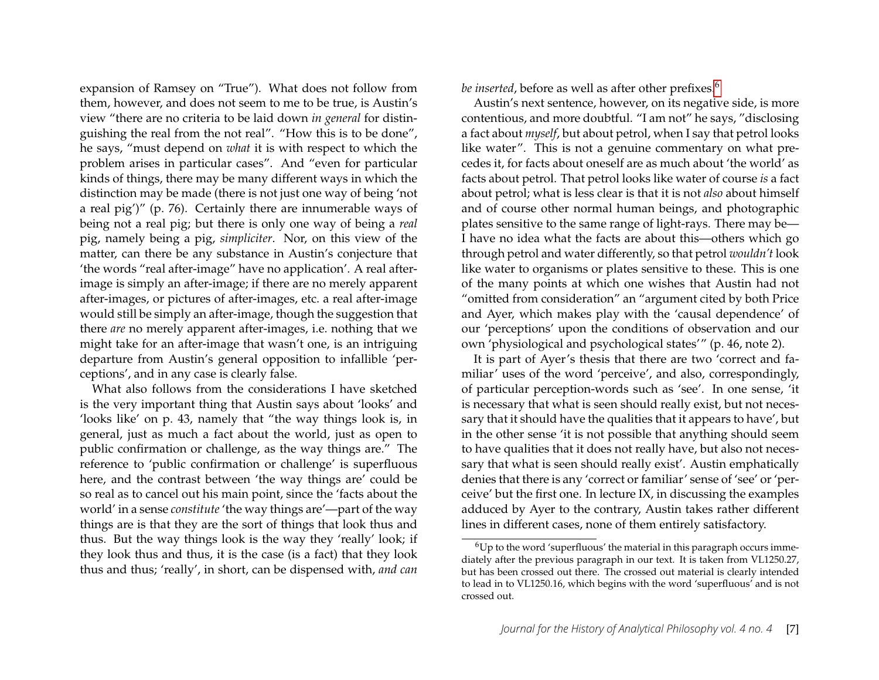expansion of Ramsey on "True"). What does not follow from them, however, and does not seem to me to be true, is Austin's view "there are no criteria to be laid down *in general* for distinguishing the real from the not real". "How this is to be done", he says, "must depend on *what* it is with respect to which the problem arises in particular cases". And "even for particular kinds of things, there may be many different ways in which the distinction may be made (there is not just one way of being 'not a real pig')" (p. 76). Certainly there are innumerable ways of being not a real pig; but there is only one way of being a *real* pig, namely being a pig, *simpliciter*. Nor, on this view of the matter, can there be any substance in Austin's conjecture that 'the words "real after-image" have no application'. A real after-image is simply an after-image; if there are no merely apparent after-images, or pictures of after-images, etc. a real after-image would still be simply an after-image, though the suggestion that there *are* no merely apparent after-images, i.e. nothing that we might take for an after-image that wasn't one, is an intriguing departure from Austin's general opposition to infallible 'perceptions', and in any case is clearly false.

What also follows from the considerations I have sketched is the very important thing that Austin says about 'looks' and 'looks like' on p. 43, namely that "the way things look is, in general, just as much a fact about the world, just as open to public confirmation or challenge, as the way things are." The reference to 'public confirmation or challenge' is superfluous here, and the contrast between 'the way things are' could be so real as to cancel out his main point, since the 'facts about the world' in a sense *constitute* 'the way things are'—part of the way things are is that they are the sort of things that look thus and thus. But the way things look is the way they 'really' look; if they look thus and thus, it is the case (is a fact) that they look thus and thus; 'really', in short, can be dispensed with, *and can be inserted*, before as well as after other prefixes.[6]

Austin's next sentence, however, on its negative side, is more contentious, and more doubtful. "I am not" he says, "disclosing a fact about *myself*, but about petrol, when I say that petrol looks like water". This is not a genuine commentary on what precedes it, for facts about oneself are as much about 'the world' as facts about petrol. That petrol looks like water of course *is* a fact about petrol; what is less clear is that it is not *also* about himself and of course other normal human beings, and photographic plates sensitive to the same range of light-rays. There may be—I have no idea what the facts are about this—others which go through petrol and water differently, so that petrol *wouldn't* look like water to organisms or plates sensitive to these. This is one of the many points at which one wishes that Austin had not "omitted from consideration" an "argument cited by both Price and Ayer, which makes play with the 'causal dependence' of our 'perceptions' upon the conditions of observation and our own 'physiological and psychological states'" (p. 46, note 2).

It is part of Ayer's thesis that there are two 'correct and familiar' uses of the word 'perceive', and also, correspondingly, of particular perception-words such as 'see'. In one sense, 'it is necessary that what is seen should really exist, but not necessary that it should have the qualities that it appears to have', but in the other sense 'it is not possible that anything should seem to have qualities that it does not really have, but also not necessary that what is seen should really exist'. Austin emphatically denies that there is any 'correct or familiar' sense of 'see' or 'perceive' but the first one. In lecture IX, in discussing the examples adduced by Ayer to the contrary, Austin takes rather different lines in different cases, none of them entirely satisfactory.

[6] Up to the word 'superfluous' the material in this paragraph occurs immediately after the previous paragraph in our text. It is taken from VL1250.27, but has been crossed out there. The crossed out material is clearly intended to lead in to VL1250.16, which begins with the word 'superfluous' and is not crossed out.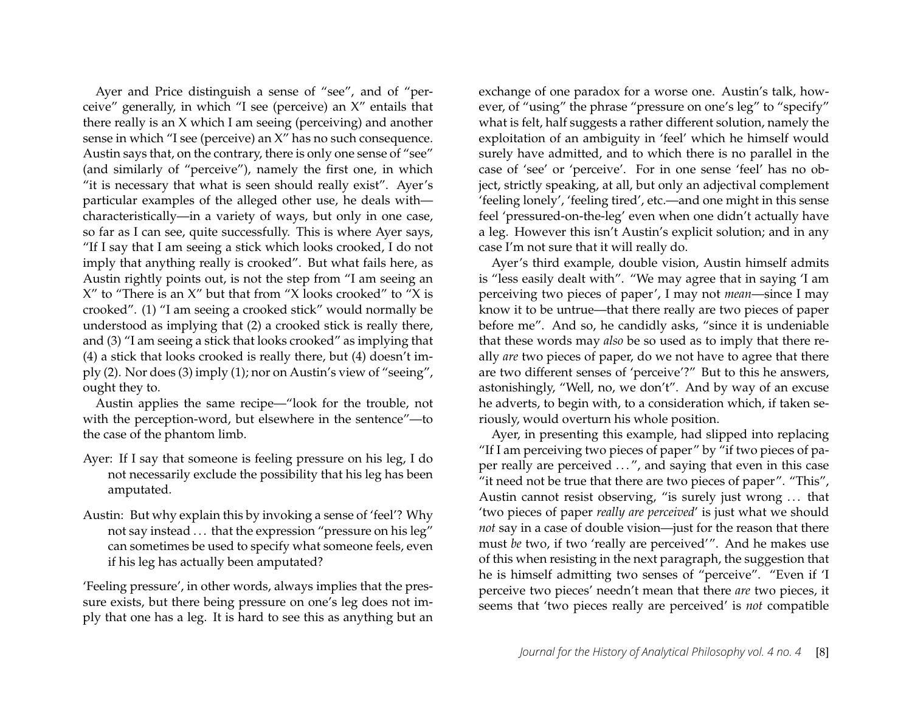Ayer and Price distinguish a sense of "see", and of "perceive" generally, in which "I see (perceive) an X" entails that there really is an X which I am seeing (perceiving) and another sense in which "I see (perceive) an X" has no such consequence. Austin says that, on the contrary, there is only one sense of "see" (and similarly of "perceive"), namely the first one, in which "it is necessary that what is seen should really exist". Ayer's particular examples of the alleged other use, he deals with—characteristically—in a variety of ways, but only in one case, so far as I can see, quite successfully. This is where Ayer says, "If I say that I am seeing a stick which looks crooked, I do not imply that anything really is crooked". But what fails here, as Austin rightly points out, is not the step from "I am seeing an X" to "There is an X" but that from "X looks crooked" to "X is crooked". (1) "I am seeing a crooked stick" would normally be understood as implying that (2) a crooked stick is really there, and (3) "I am seeing a stick that looks crooked" as implying that (4) a stick that looks crooked is really there, but (4) doesn't imply (2). Nor does (3) imply (1); nor on Austin's view of "seeing", ought they to.

Austin applies the same recipe—"look for the trouble, not with the perception-word, but elsewhere in the sentence"—to the case of the phantom limb.

Ayer: If I say that someone is feeling pressure on his leg, I do not necessarily exclude the possibility that his leg has been amputated.

Austin: But why explain this by invoking a sense of 'feel'? Why not say instead ... that the expression "pressure on his leg" can sometimes be used to specify what someone feels, even if his leg has actually been amputated?

'Feeling pressure', in other words, always implies that the pressure exists, but there being pressure on one's leg does not imply that one has a leg. It is hard to see this as anything but an exchange of one paradox for a worse one. Austin's talk, however, of "using" the phrase "pressure on one's leg" to "specify" what is felt, half suggests a rather different solution, namely the exploitation of an ambiguity in 'feel' which he himself would surely have admitted, and to which there is no parallel in the case of 'see' or 'perceive'. For in one sense 'feel' has no object, strictly speaking, at all, but only an adjectival complement 'feeling lonely', 'feeling tired', etc.—and one might in this sense feel 'pressured-on-the-leg' even when one didn't actually have a leg. However this isn't Austin's explicit solution; and in any case I'm not sure that it will really do.

Ayer's third example, double vision, Austin himself admits is "less easily dealt with". "We may agree that in saying 'I am perceiving two pieces of paper', I may not *mean*—since I may know it to be untrue—that there really are two pieces of paper before me". And so, he candidly asks, "since it is undeniable that these words may *also* be so used as to imply that there really *are* two pieces of paper, do we not have to agree that there are two different senses of 'perceive'?" But to this he answers, astonishingly, "Well, no, we don't". And by way of an excuse he adverts, to begin with, to a consideration which, if taken seriously, would overturn his whole position.

Ayer, in presenting this example, had slipped into replacing "If I am perceiving two pieces of paper" by "if two pieces of paper really are perceived ...", and saying that even in this case "it need not be true that there are two pieces of paper". "This", Austin cannot resist observing, "is surely just wrong ... that 'two pieces of paper *really are perceived*' is just what we should *not* say in a case of double vision—just for the reason that there must *be* two, if two 'really are perceived'". And he makes use of this when resisting in the next paragraph, the suggestion that he is himself admitting two senses of "perceive". "Even if 'I perceive two pieces' needn't mean that there *are* two pieces, it seems that 'two pieces really are perceived' is *not* compatible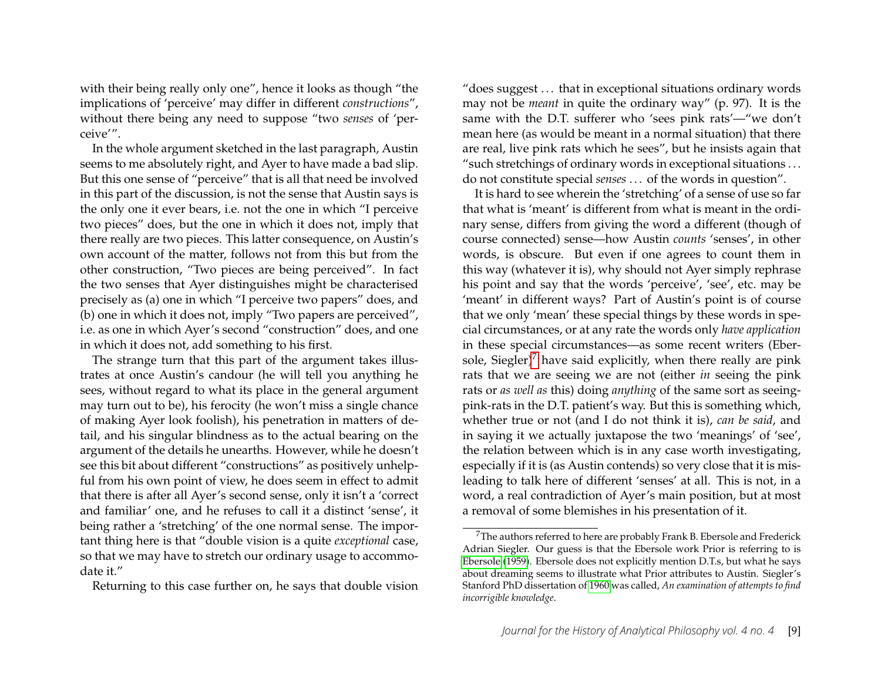with their being really only one", hence it looks as though "the implications of 'perceive' may differ in different *constructions*", without there being any need to suppose "two *senses* of 'perceive'".

In the whole argument sketched in the last paragraph, Austin seems to me absolutely right, and Ayer to have made a bad slip. But this one sense of "perceive" that is all that need be involved in this part of the discussion, is not the sense that Austin says is the only one it ever bears, i.e. not the one in which "I perceive two pieces" does, but the one in which it does not, imply that there really are two pieces. This latter consequence, on Austin's own account of the matter, follows not from this but from the other construction, "Two pieces are being perceived". In fact the two senses that Ayer distinguishes might be characterised precisely as (a) one in which "I perceive two papers" does, and (b) one in which it does not, imply "Two papers are perceived", i.e. as one in which Ayer's second "construction" does, and one in which it does not, add something to his first.

The strange turn that this part of the argument takes illustrates at once Austin's candour (he will tell you anything he sees, without regard to what its place in the general argument may turn out to be), his ferocity (he won't miss a single chance of making Ayer look foolish), his penetration in matters of detail, and his singular blindness as to the actual bearing on the argument of the details he unearths. However, while he doesn't see this bit about different "constructions" as positively unhelpful from his own point of view, he does seem in effect to admit that there is after all Ayer's second sense, only it isn't a 'correct and familiar' one, and he refuses to call it a distinct 'sense', it being rather a 'stretching' of the one normal sense. The important thing here is that "double vision is a quite *exceptional* case, so that we may have to stretch our ordinary usage to accommodate it."

Returning to this case further on, he says that double vision "does suggest ... that in exceptional situations ordinary words may not be *meant* in quite the ordinary way" (p. 97). It is the same with the D.T. sufferer who 'sees pink rats'—"we don't mean here (as would be meant in a normal situation) that there are real, live pink rats which he sees", but he insists again that "such stretchings of ordinary words in exceptional situations ... do not constitute special *senses* ... of the words in question".

It is hard to see wherein the 'stretching' of a sense of use so far that what is 'meant' is different from what is meant in the ordinary sense, differs from giving the word a different (though of course connected) sense—how Austin *counts* 'senses', in other words, is obscure. But even if one agrees to count them in this way (whatever it is), why should not Ayer simply rephrase his point and say that the words 'perceive', 'see', etc. may be 'meant' in different ways? Part of Austin's point is of course that we only 'mean' these special things by these words in special circumstances, or at any rate the words only *have application* in these special circumstances—as some recent writers (Ebersole, Siegler)[7] have said explicitly, when there really are pink rats that we are seeing we are not (either *in* seeing the pink rats or *as well as* this) doing *anything* of the same sort as seeing-pink-rats in the D.T. patient's way. But this is something which, whether true or not (and I do not think it is), *can be said*, and in saying it we actually juxtapose the two 'meanings' of 'see', the relation between which is in any case worth investigating, especially if it is (as Austin contends) so very close that it is misleading to talk here of different 'senses' at all. This is not, in a word, a real contradiction of Ayer's main position, but at most a removal of some blemishes in his presentation of it.

[7] The authors referred to here are probably Frank B. Ebersole and Frederick Adrian Siegler. Our guess is that the Ebersole work Prior is referring to is Ebersole (1959). Ebersole does not explicitly mention D.T.s, but what he says about dreaming seems to illustrate what Prior attributes to Austin. Siegler's Stanford PhD dissertation of 1960 was called, *An examination of attempts to find incorrigible knowledge*.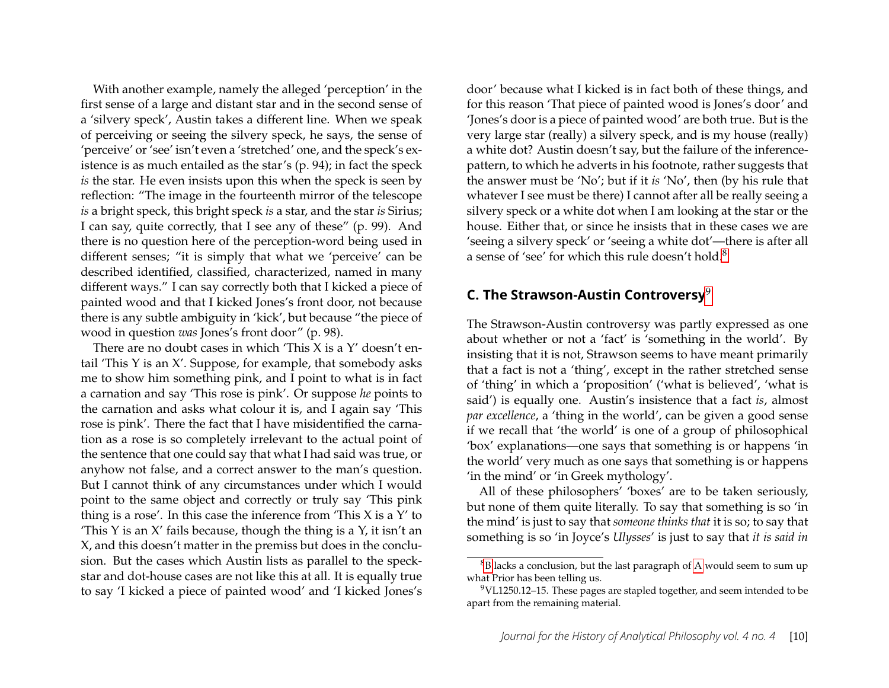With another example, namely the alleged 'perception' in the first sense of a large and distant star and in the second sense of a 'silvery speck', Austin takes a different line. When we speak of perceiving or seeing the silvery speck, he says, the sense of 'perceive' or 'see' isn't even a 'stretched' one, and the speck's existence is as much entailed as the star's (p. 94); in fact the speck *is* the star. He even insists upon this when the speck is seen by reflection: "The image in the fourteenth mirror of the telescope *is* a bright speck, this bright speck *is* a star, and the star *is* Sirius; I can say, quite correctly, that I see any of these" (p. 99). And there is no question here of the perception-word being used in different senses; "it is simply that what we 'perceive' can be described identified, classified, characterized, named in many different ways." I can say correctly both that I kicked a piece of painted wood and that I kicked Jones's front door, not because there is any subtle ambiguity in 'kick', but because "the piece of wood in question *was* Jones's front door" (p. 98).

There are no doubt cases in which 'This X is a Y' doesn't entail 'This Y is an X'. Suppose, for example, that somebody asks me to show him something pink, and I point to what is in fact a carnation and say 'This rose is pink'. Or suppose *he* points to the carnation and asks what colour it is, and I again say 'This rose is pink'. There the fact that I have misidentified the carnation as a rose is so completely irrelevant to the actual point of the sentence that one could say that what I had said was true, or anyhow not false, and a correct answer to the man's question. But I cannot think of any circumstances under which I would point to the same object and correctly or truly say 'This pink thing is a rose'. In this case the inference from 'This X is a Y' to 'This Y is an X' fails because, though the thing is a Y, it isn't an X, and this doesn't matter in the premiss but does in the conclusion. But the cases which Austin lists as parallel to the speck-star and dot-house cases are not like this at all. It is equally true to say 'I kicked a piece of painted wood' and 'I kicked Jones's door' because what I kicked is in fact both of these things, and for this reason 'That piece of painted wood is Jones's door' and 'Jones's door is a piece of painted wood' are both true. But is the very large star (really) a silvery speck, and is my house (really) a white dot? Austin doesn't say, but the failure of the inference-pattern, to which he adverts in his footnote, rather suggests that the answer must be 'No'; but if it *is* 'No', then (by his rule that whatever I see must be there) I cannot after all be really seeing a silvery speck or a white dot when I am looking at the star or the house. Either that, or since he insists that in these cases we are 'seeing a silvery speck' or 'seeing a white dot'—there is after all a sense of 'see' for which this rule doesn't hold.[8]

## C. The Strawson-Austin Controversy[9]

The Strawson-Austin controversy was partly expressed as one about whether or not a 'fact' is 'something in the world'. By insisting that it is not, Strawson seems to have meant primarily that a fact is not a 'thing', except in the rather stretched sense of 'thing' in which a 'proposition' ('what is believed', 'what is said') is equally one. Austin's insistence that a fact *is*, almost *par excellence*, a 'thing in the world', can be given a good sense if we recall that 'the world' is one of a group of philosophical 'box' explanations—one says that something is or happens 'in the world' very much as one says that something is or happens 'in the mind' or 'in Greek mythology'.

All of these philosophers' 'boxes' are to be taken seriously, but none of them quite literally. To say that something is so 'in the mind' is just to say that *someone thinks that* it is so; to say that something is so 'in Joyce's *Ulysses*' is just to say that *it is said in*

[8] B lacks a conclusion, but the last paragraph of A would seem to sum up what Prior has been telling us.

[9] VL1250.12–15. These pages are stapled together, and seem intended to be apart from the remaining material.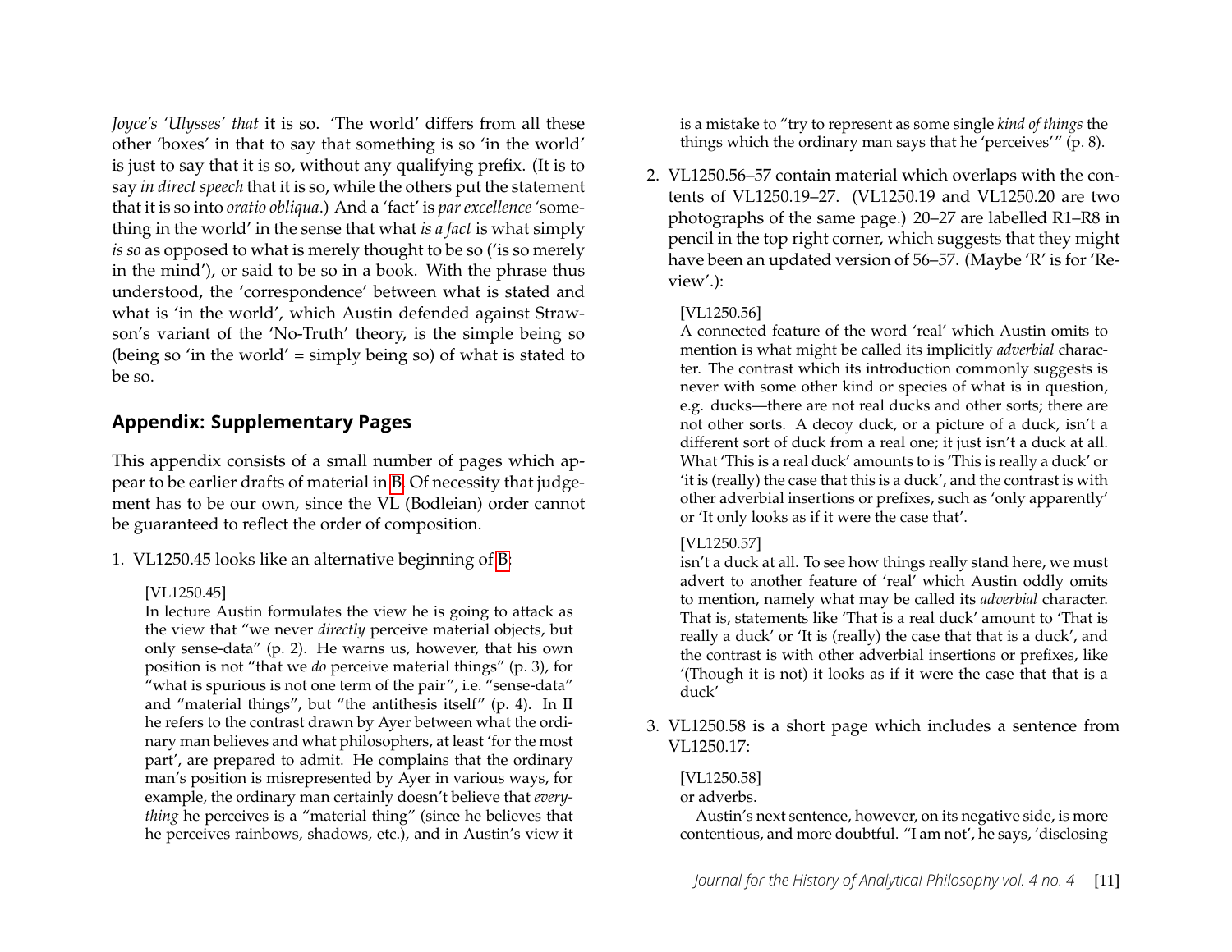*Joyce's 'Ulysses' that* it is so. 'The world' differs from all these other 'boxes' in that to say that something is so 'in the world' is just to say that it is so, without any qualifying prefix. (It is to say *in direct speech* that it is so, while the others put the statement that it is so into *oratio obliqua*.) And a 'fact' is *par excellence* 'something in the world' in the sense that what *is a fact* is what simply *is so* as opposed to what is merely thought to be so ('is so merely in the mind'), or said to be so in a book. With the phrase thus understood, the 'correspondence' between what is stated and what is 'in the world', which Austin defended against Strawson's variant of the 'No-Truth' theory, is the simple being so (being so 'in the world' = simply being so) of what is stated to be so.

## Appendix: Supplementary Pages

This appendix consists of a small number of pages which appear to be earlier drafts of material in B. Of necessity that judgement has to be our own, since the VL (Bodleian) order cannot be guaranteed to reflect the order of composition.

1. VL1250.45 looks like an alternative beginning of B:

   [VL1250.45]
   In lecture Austin formulates the view he is going to attack as the view that "we never *directly* perceive material objects, but only sense-data" (p. 2). He warns us, however, that his own position is not "that we *do* perceive material things" (p. 3), for "what is spurious is not one term of the pair", i.e. "sense-data" and "material things", but "the antithesis itself" (p. 4). In II he refers to the contrast drawn by Ayer between what the ordinary man believes and what philosophers, at least 'for the most part', are prepared to admit. He complains that the ordinary man's position is misrepresented by Ayer in various ways, for example, the ordinary man certainly doesn't believe that *everything* he perceives is a "material thing" (since he believes that he perceives rainbows, shadows, etc.), and in Austin's view it is a mistake to "try to represent as some single *kind of things* the things which the ordinary man says that he 'perceives'" (p. 8).

2. VL1250.56–57 contain material which overlaps with the contents of VL1250.19–27. (VL1250.19 and VL1250.20 are two photographs of the same page.) 20–27 are labelled R1–R8 in pencil in the top right corner, which suggests that they might have been an updated version of 56–57. (Maybe 'R' is for 'Review'.):

   [VL1250.56]
   A connected feature of the word 'real' which Austin omits to mention is what might be called its implicitly *adverbial* character. The contrast which its introduction commonly suggests is never with some other kind or species of what is in question, e.g. ducks—there are not real ducks and other sorts; there are not other sorts. A decoy duck, or a picture of a duck, isn't a different sort of duck from a real one; it just isn't a duck at all. What 'This is a real duck' amounts to is 'This is really a duck' or 'it is (really) the case that this is a duck', and the contrast is with other adverbial insertions or prefixes, such as 'only apparently' or 'It only looks as if it were the case that'.

   [VL1250.57]
   isn't a duck at all. To see how things really stand here, we must advert to another feature of 'real' which Austin oddly omits to mention, namely what may be called its *adverbial* character. That is, statements like 'That is a real duck' amount to 'That is really a duck' or 'It is (really) the case that that is a duck', and the contrast is with other adverbial insertions or prefixes, like '(Though it is not) it looks as if it were the case that that is a duck'

3. VL1250.58 is a short page which includes a sentence from VL1250.17:

   [VL1250.58]
   or adverbs.
   
   Austin's next sentence, however, on its negative side, is more contentious, and more doubtful. "I am not', he says, 'disclosing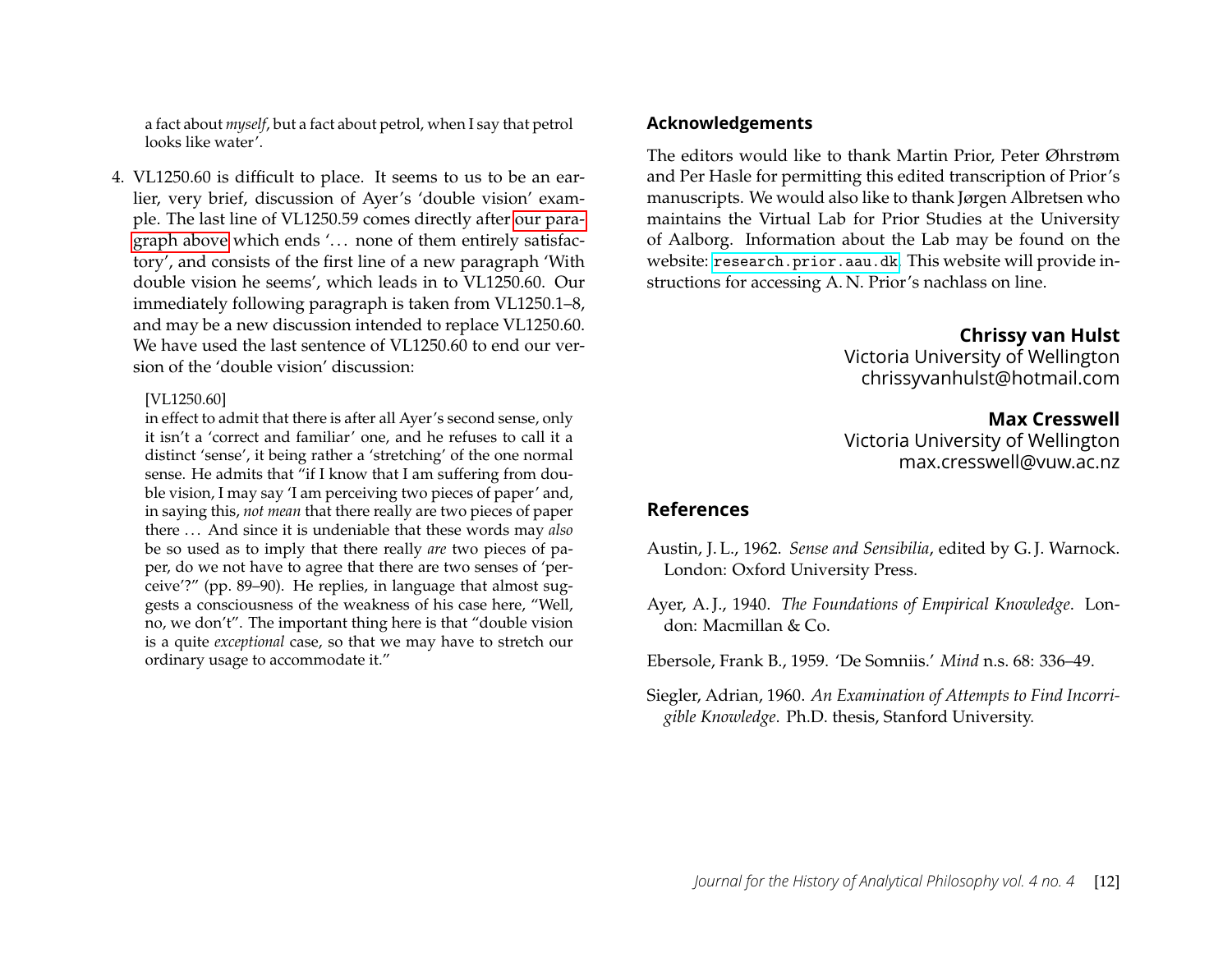a fact about *myself*, but a fact about petrol, when I say that petrol looks like water'.

4. VL1250.60 is difficult to place. It seems to us to be an earlier, very brief, discussion of Ayer's 'double vision' example. The last line of VL1250.59 comes directly after our paragraph above which ends '... none of them entirely satisfactory', and consists of the first line of a new paragraph 'With double vision he seems', which leads in to VL1250.60. Our immediately following paragraph is taken from VL1250.1–8, and may be a new discussion intended to replace VL1250.60. We have used the last sentence of VL1250.60 to end our version of the 'double vision' discussion:

   [VL1250.60]
   in effect to admit that there is after all Ayer's second sense, only it isn't a 'correct and familiar' one, and he refuses to call it a distinct 'sense', it being rather a 'stretching' of the one normal sense. He admits that "if I know that I am suffering from double vision, I may say 'I am perceiving two pieces of paper' and, in saying this, *not mean* that there really are two pieces of paper there ... And since it is undeniable that these words may *also* be so used as to imply that there really *are* two pieces of paper, do we not have to agree that there are two senses of 'perceive'?" (pp. 89–90). He replies, in language that almost suggests a consciousness of the weakness of his case here, "Well, no, we don't". The important thing here is that "double vision is a quite *exceptional* case, so that we may have to stretch our ordinary usage to accommodate it."

## Acknowledgements

The editors would like to thank Martin Prior, Peter Øhrstrøm and Per Hasle for permitting this edited transcription of Prior's manuscripts. We would also like to thank Jørgen Albretsen who maintains the Virtual Lab for Prior Studies at the University of Aalborg. Information about the Lab may be found on the website: `research.prior.aau.dk`. This website will provide instructions for accessing A. N. Prior's nachlass on line.

**Chrissy van Hulst**
Victoria University of Wellington
chrissyvanhulst@hotmail.com

**Max Cresswell**
Victoria University of Wellington
max.cresswell@vuw.ac.nz

## References

Austin, J. L., 1962. *Sense and Sensibilia*, edited by G. J. Warnock. London: Oxford University Press.

Ayer, A. J., 1940. *The Foundations of Empirical Knowledge*. London: Macmillan & Co.

Ebersole, Frank B., 1959. 'De Somniis.' *Mind* n.s. 68: 336–49.

Siegler, Adrian, 1960. *An Examination of Attempts to Find Incorrigible Knowledge*. Ph.D. thesis, Stanford University.